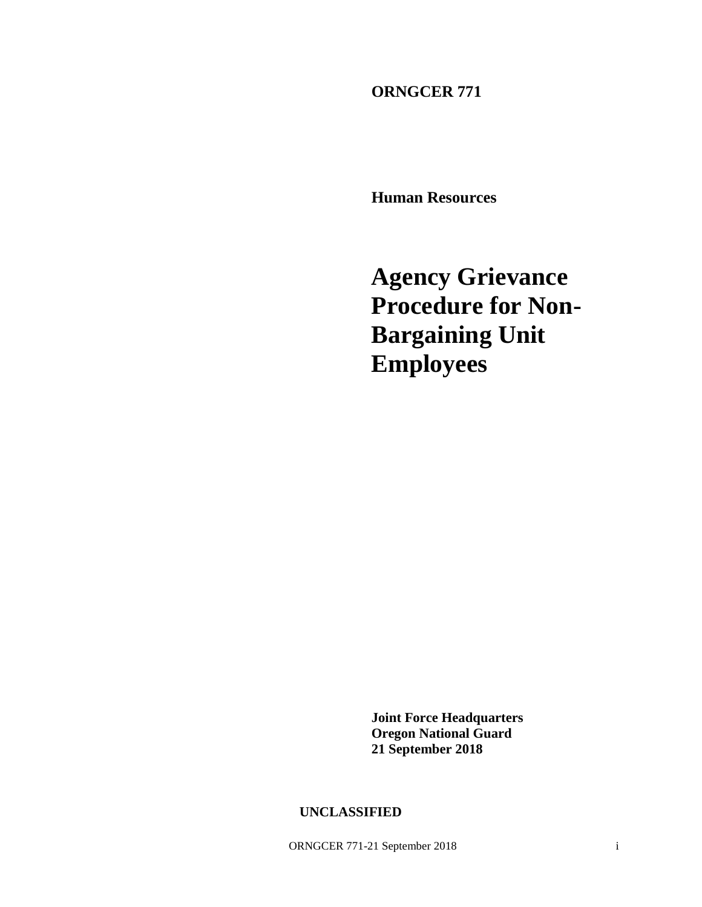**ORNGCER 771**

**Human Resources**

# Agency Grievance Procedure for Non-Bargaining Unit Employees

**Joint Force Headquarters**
**Oregon National Guard**
**21 September 2018**

**UNCLASSIFIED**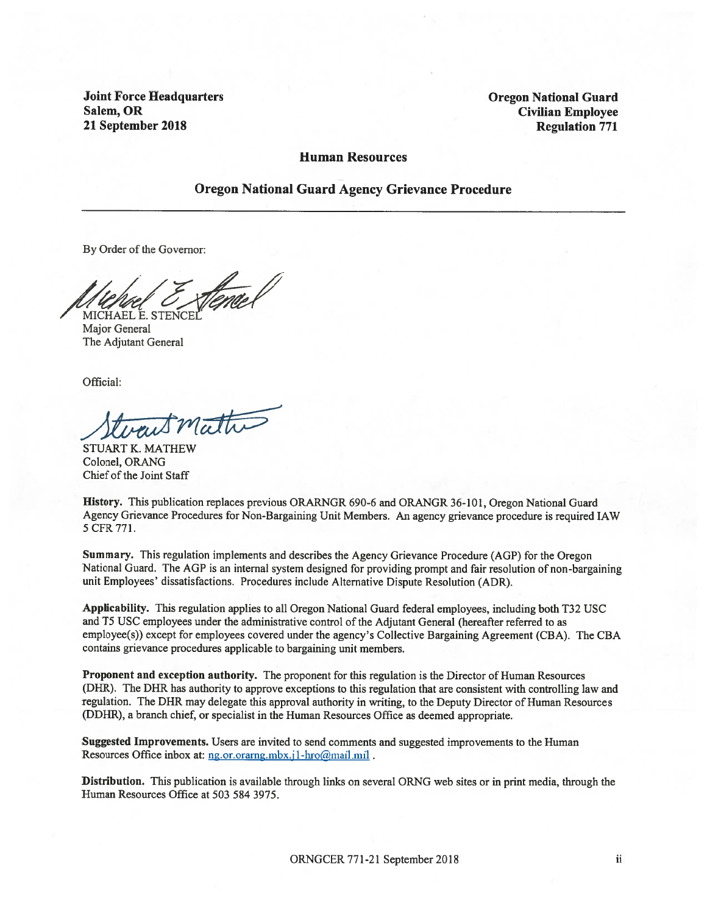**Joint Force Headquarters**
**Salem, OR**
**21 September 2018**

**Oregon National Guard**
**Civilian Employee**
**Regulation 771**

## Human Resources

## Oregon National Guard Agency Grievance Procedure

By Order of the Governor:

MICHAEL E. STENCEL
Major General
The Adjutant General

Official:

STUART K. MATHEW
Colonel, ORANG
Chief of the Joint Staff

**History.** This publication replaces previous ORARNGR 690-6 and ORANGR 36-101, Oregon National Guard Agency Grievance Procedures for Non-Bargaining Unit Members. An agency grievance procedure is required IAW 5 CFR 771.

**Summary.** This regulation implements and describes the Agency Grievance Procedure (AGP) for the Oregon National Guard. The AGP is an internal system designed for providing prompt and fair resolution of non-bargaining unit Employees' dissatisfactions. Procedures include Alternative Dispute Resolution (ADR).

**Applicability.** This regulation applies to all Oregon National Guard federal employees, including both T32 USC and T5 USC employees under the administrative control of the Adjutant General (hereafter referred to as employee(s)) except for employees covered under the agency's Collective Bargaining Agreement (CBA). The CBA contains grievance procedures applicable to bargaining unit members.

**Proponent and exception authority.** The proponent for this regulation is the Director of Human Resources (DHR). The DHR has authority to approve exceptions to this regulation that are consistent with controlling law and regulation. The DHR may delegate this approval authority in writing, to the Deputy Director of Human Resources (DDHR), a branch chief, or specialist in the Human Resources Office as deemed appropriate.

**Suggested Improvements.** Users are invited to send comments and suggested improvements to the Human Resources Office inbox at: ng.or.orarng.mbx.j1-hro@mail.mil .

**Distribution.** This publication is available through links on several ORNG web sites or in print media, through the Human Resources Office at 503 584 3975.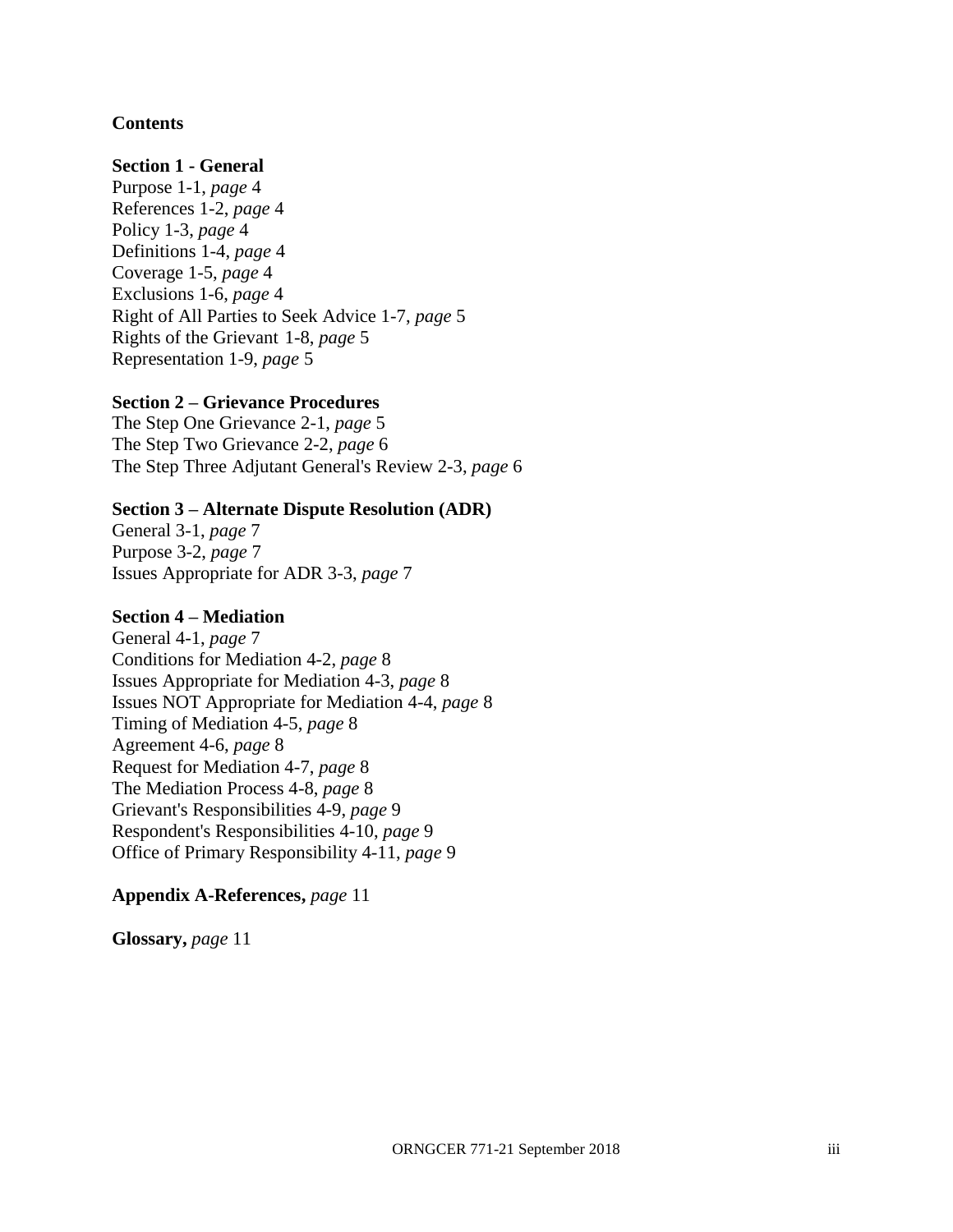**Contents**

**Section 1 - General**
Purpose 1-1, *page* 4
References 1-2, *page* 4
Policy 1-3, *page* 4
Definitions 1-4, *page* 4
Coverage 1-5, *page* 4
Exclusions 1-6, *page* 4
Right of All Parties to Seek Advice 1-7, *page* 5
Rights of the Grievant 1-8, *page* 5
Representation 1-9, *page* 5

**Section 2 – Grievance Procedures**
The Step One Grievance 2-1, *page* 5
The Step Two Grievance 2-2, *page* 6
The Step Three Adjutant General's Review 2-3, *page* 6

**Section 3 – Alternate Dispute Resolution (ADR)**
General 3-1, *page* 7
Purpose 3-2, *page* 7
Issues Appropriate for ADR 3-3, *page* 7

**Section 4 – Mediation**
General 4-1, *page* 7
Conditions for Mediation 4-2, *page* 8
Issues Appropriate for Mediation 4-3, *page* 8
Issues NOT Appropriate for Mediation 4-4, *page* 8
Timing of Mediation 4-5, *page* 8
Agreement 4-6, *page* 8
Request for Mediation 4-7, *page* 8
The Mediation Process 4-8, *page* 8
Grievant's Responsibilities 4-9, *page* 9
Respondent's Responsibilities 4-10, *page* 9
Office of Primary Responsibility 4-11, *page* 9

**Appendix A-References,** *page* 11

**Glossary,** *page* 11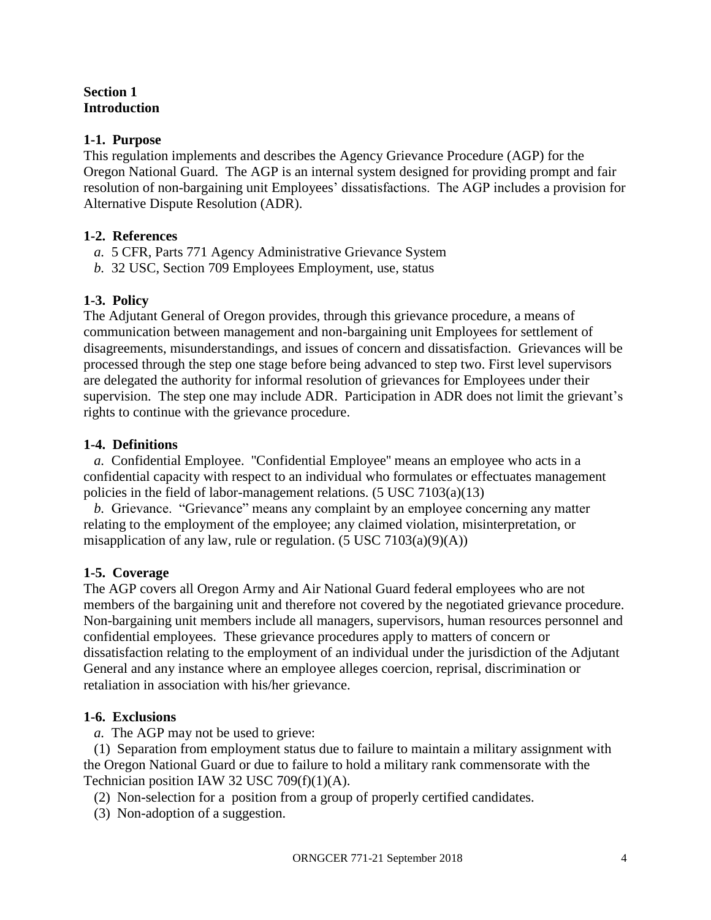# Section 1
# Introduction

### 1-1. Purpose

This regulation implements and describes the Agency Grievance Procedure (AGP) for the Oregon National Guard. The AGP is an internal system designed for providing prompt and fair resolution of non-bargaining unit Employees' dissatisfactions. The AGP includes a provision for Alternative Dispute Resolution (ADR).

### 1-2. References

*a.* 5 CFR, Parts 771 Agency Administrative Grievance System

*b.* 32 USC, Section 709 Employees Employment, use, status

### 1-3. Policy

The Adjutant General of Oregon provides, through this grievance procedure, a means of communication between management and non-bargaining unit Employees for settlement of disagreements, misunderstandings, and issues of concern and dissatisfaction. Grievances will be processed through the step one stage before being advanced to step two. First level supervisors are delegated the authority for informal resolution of grievances for Employees under their supervision. The step one may include ADR. Participation in ADR does not limit the grievant's rights to continue with the grievance procedure.

### 1-4. Definitions

*a.* Confidential Employee. "Confidential Employee" means an employee who acts in a confidential capacity with respect to an individual who formulates or effectuates management policies in the field of labor-management relations. (5 USC 7103(a)(13)

*b.* Grievance. "Grievance" means any complaint by an employee concerning any matter relating to the employment of the employee; any claimed violation, misinterpretation, or misapplication of any law, rule or regulation. (5 USC 7103(a)(9)(A))

### 1-5. Coverage

The AGP covers all Oregon Army and Air National Guard federal employees who are not members of the bargaining unit and therefore not covered by the negotiated grievance procedure. Non-bargaining unit members include all managers, supervisors, human resources personnel and confidential employees. These grievance procedures apply to matters of concern or dissatisfaction relating to the employment of an individual under the jurisdiction of the Adjutant General and any instance where an employee alleges coercion, reprisal, discrimination or retaliation in association with his/her grievance.

### 1-6. Exclusions

*a.* The AGP may not be used to grieve:

(1) Separation from employment status due to failure to maintain a military assignment with the Oregon National Guard or due to failure to hold a military rank commensorate with the Technician position IAW 32 USC 709(f)(1)(A).

(2) Non-selection for a position from a group of properly certified candidates.

(3) Non-adoption of a suggestion.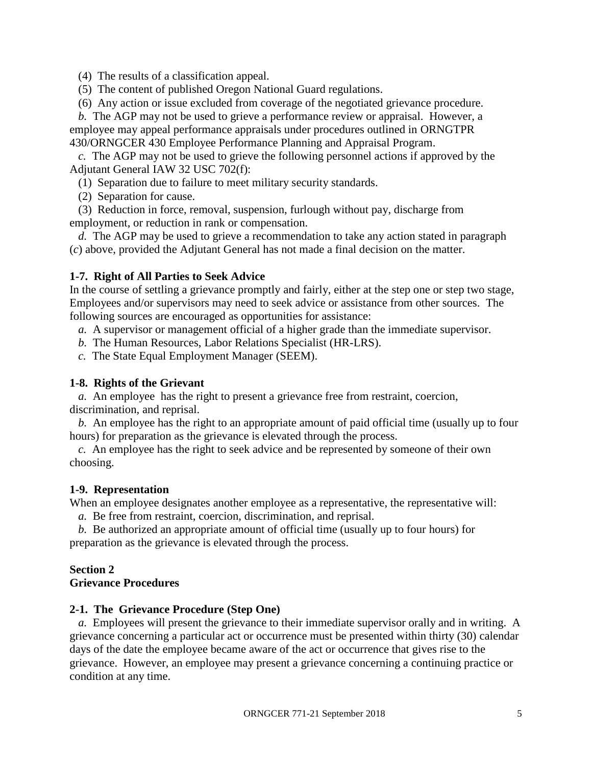(4) The results of a classification appeal.

(5) The content of published Oregon National Guard regulations.

(6) Any action or issue excluded from coverage of the negotiated grievance procedure.

*b.* The AGP may not be used to grieve a performance review or appraisal. However, a employee may appeal performance appraisals under procedures outlined in ORNGTPR 430/ORNGCER 430 Employee Performance Planning and Appraisal Program.

*c.* The AGP may not be used to grieve the following personnel actions if approved by the Adjutant General IAW 32 USC 702(f):

(1) Separation due to failure to meet military security standards.

(2) Separation for cause.

(3) Reduction in force, removal, suspension, furlough without pay, discharge from employment, or reduction in rank or compensation.

*d.* The AGP may be used to grieve a recommendation to take any action stated in paragraph (*c*) above, provided the Adjutant General has not made a final decision on the matter.

**1-7. Right of All Parties to Seek Advice**

In the course of settling a grievance promptly and fairly, either at the step one or step two stage, Employees and/or supervisors may need to seek advice or assistance from other sources. The following sources are encouraged as opportunities for assistance:

*a.* A supervisor or management official of a higher grade than the immediate supervisor.

*b.* The Human Resources, Labor Relations Specialist (HR-LRS).

*c.* The State Equal Employment Manager (SEEM).

**1-8. Rights of the Grievant**

*a.* An employee has the right to present a grievance free from restraint, coercion, discrimination, and reprisal.

*b.* An employee has the right to an appropriate amount of paid official time (usually up to four hours) for preparation as the grievance is elevated through the process.

*c.* An employee has the right to seek advice and be represented by someone of their own choosing.

**1-9. Representation**

When an employee designates another employee as a representative, the representative will:

*a.* Be free from restraint, coercion, discrimination, and reprisal.

*b.* Be authorized an appropriate amount of official time (usually up to four hours) for preparation as the grievance is elevated through the process.

## Section 2
## Grievance Procedures

**2-1. The Grievance Procedure (Step One)**

*a.* Employees will present the grievance to their immediate supervisor orally and in writing. A grievance concerning a particular act or occurrence must be presented within thirty (30) calendar days of the date the employee became aware of the act or occurrence that gives rise to the grievance. However, an employee may present a grievance concerning a continuing practice or condition at any time.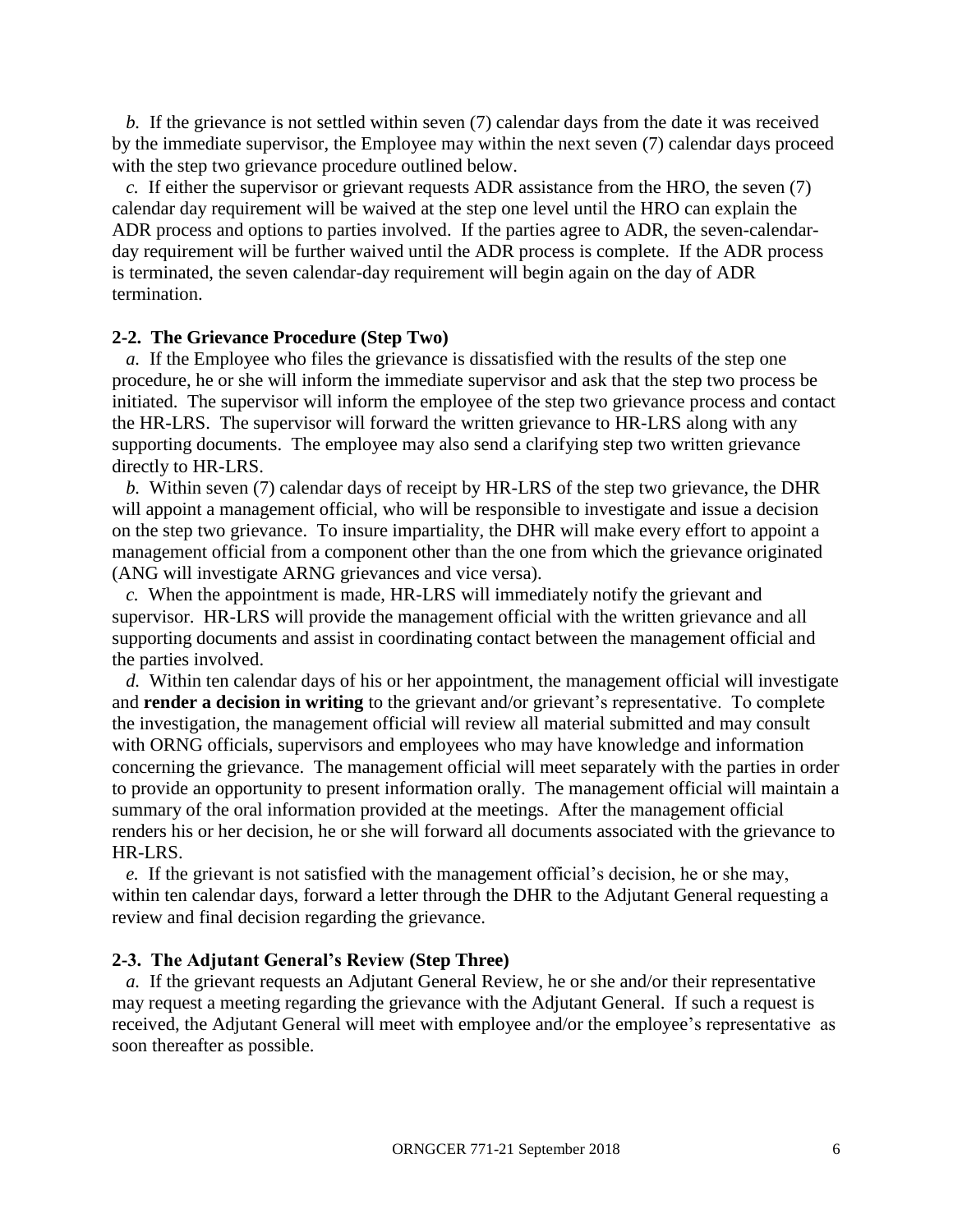*b.* If the grievance is not settled within seven (7) calendar days from the date it was received by the immediate supervisor, the Employee may within the next seven (7) calendar days proceed with the step two grievance procedure outlined below.

*c.* If either the supervisor or grievant requests ADR assistance from the HRO, the seven (7) calendar day requirement will be waived at the step one level until the HRO can explain the ADR process and options to parties involved. If the parties agree to ADR, the seven-calendar-day requirement will be further waived until the ADR process is complete. If the ADR process is terminated, the seven calendar-day requirement will begin again on the day of ADR termination.

**2-2. The Grievance Procedure (Step Two)**

*a.* If the Employee who files the grievance is dissatisfied with the results of the step one procedure, he or she will inform the immediate supervisor and ask that the step two process be initiated. The supervisor will inform the employee of the step two grievance process and contact the HR-LRS. The supervisor will forward the written grievance to HR-LRS along with any supporting documents. The employee may also send a clarifying step two written grievance directly to HR-LRS.

*b.* Within seven (7) calendar days of receipt by HR-LRS of the step two grievance, the DHR will appoint a management official, who will be responsible to investigate and issue a decision on the step two grievance. To insure impartiality, the DHR will make every effort to appoint a management official from a component other than the one from which the grievance originated (ANG will investigate ARNG grievances and vice versa).

*c.* When the appointment is made, HR-LRS will immediately notify the grievant and supervisor. HR-LRS will provide the management official with the written grievance and all supporting documents and assist in coordinating contact between the management official and the parties involved.

*d.* Within ten calendar days of his or her appointment, the management official will investigate and **render a decision in writing** to the grievant and/or grievant's representative. To complete the investigation, the management official will review all material submitted and may consult with ORNG officials, supervisors and employees who may have knowledge and information concerning the grievance. The management official will meet separately with the parties in order to provide an opportunity to present information orally. The management official will maintain a summary of the oral information provided at the meetings. After the management official renders his or her decision, he or she will forward all documents associated with the grievance to HR-LRS.

*e.* If the grievant is not satisfied with the management official's decision, he or she may, within ten calendar days, forward a letter through the DHR to the Adjutant General requesting a review and final decision regarding the grievance.

**2-3. The Adjutant General's Review (Step Three)**

*a.* If the grievant requests an Adjutant General Review, he or she and/or their representative may request a meeting regarding the grievance with the Adjutant General. If such a request is received, the Adjutant General will meet with employee and/or the employee's representative as soon thereafter as possible.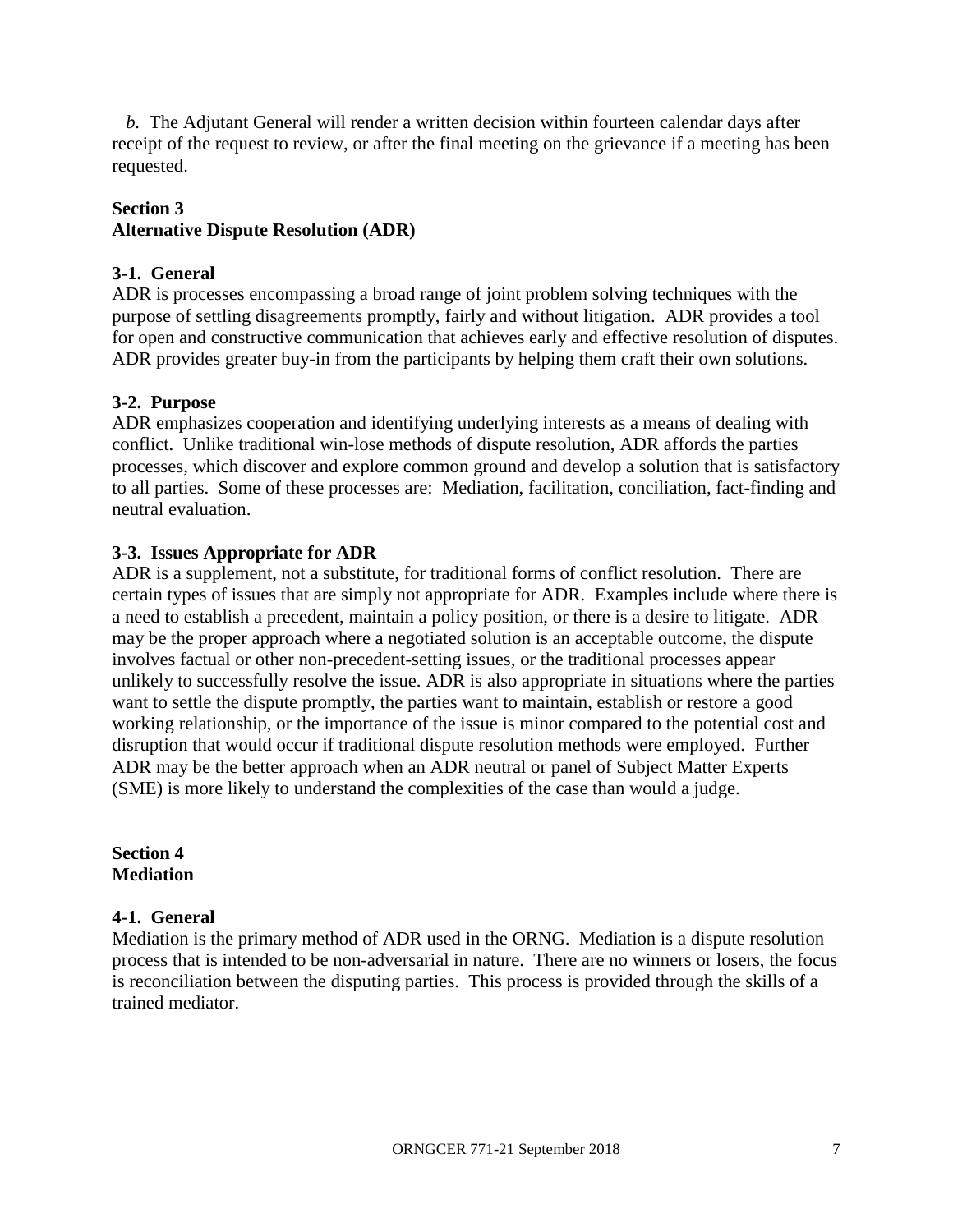*b.* The Adjutant General will render a written decision within fourteen calendar days after receipt of the request to review, or after the final meeting on the grievance if a meeting has been requested.

## Section 3
## Alternative Dispute Resolution (ADR)

### 3-1. General

ADR is processes encompassing a broad range of joint problem solving techniques with the purpose of settling disagreements promptly, fairly and without litigation. ADR provides a tool for open and constructive communication that achieves early and effective resolution of disputes. ADR provides greater buy-in from the participants by helping them craft their own solutions.

### 3-2. Purpose

ADR emphasizes cooperation and identifying underlying interests as a means of dealing with conflict. Unlike traditional win-lose methods of dispute resolution, ADR affords the parties processes, which discover and explore common ground and develop a solution that is satisfactory to all parties. Some of these processes are: Mediation, facilitation, conciliation, fact-finding and neutral evaluation.

### 3-3. Issues Appropriate for ADR

ADR is a supplement, not a substitute, for traditional forms of conflict resolution. There are certain types of issues that are simply not appropriate for ADR. Examples include where there is a need to establish a precedent, maintain a policy position, or there is a desire to litigate. ADR may be the proper approach where a negotiated solution is an acceptable outcome, the dispute involves factual or other non-precedent-setting issues, or the traditional processes appear unlikely to successfully resolve the issue. ADR is also appropriate in situations where the parties want to settle the dispute promptly, the parties want to maintain, establish or restore a good working relationship, or the importance of the issue is minor compared to the potential cost and disruption that would occur if traditional dispute resolution methods were employed. Further ADR may be the better approach when an ADR neutral or panel of Subject Matter Experts (SME) is more likely to understand the complexities of the case than would a judge.

## Section 4
## Mediation

### 4-1. General

Mediation is the primary method of ADR used in the ORNG. Mediation is a dispute resolution process that is intended to be non-adversarial in nature. There are no winners or losers, the focus is reconciliation between the disputing parties. This process is provided through the skills of a trained mediator.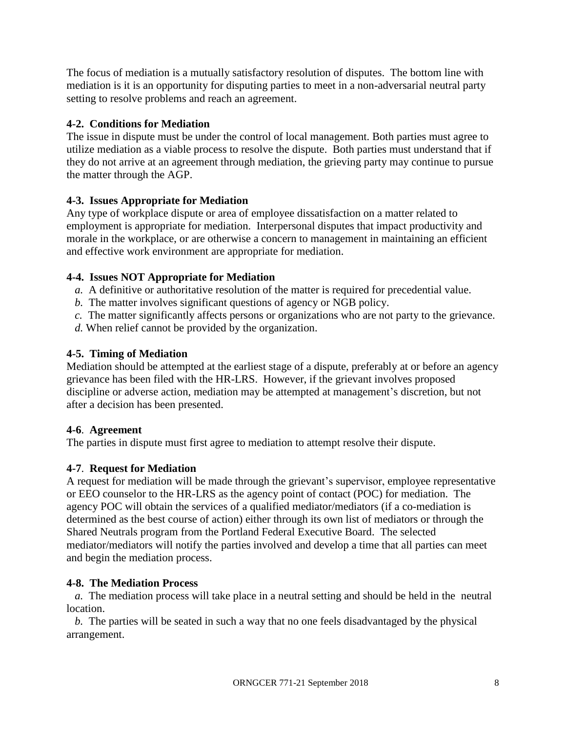The focus of mediation is a mutually satisfactory resolution of disputes. The bottom line with mediation is it is an opportunity for disputing parties to meet in a non-adversarial neutral party setting to resolve problems and reach an agreement.

**4-2. Conditions for Mediation**

The issue in dispute must be under the control of local management. Both parties must agree to utilize mediation as a viable process to resolve the dispute. Both parties must understand that if they do not arrive at an agreement through mediation, the grieving party may continue to pursue the matter through the AGP.

**4-3. Issues Appropriate for Mediation**

Any type of workplace dispute or area of employee dissatisfaction on a matter related to employment is appropriate for mediation. Interpersonal disputes that impact productivity and morale in the workplace, or are otherwise a concern to management in maintaining an efficient and effective work environment are appropriate for mediation.

**4-4. Issues NOT Appropriate for Mediation**

*a.* A definitive or authoritative resolution of the matter is required for precedential value.
*b.* The matter involves significant questions of agency or NGB policy.
*c.* The matter significantly affects persons or organizations who are not party to the grievance.
*d.* When relief cannot be provided by the organization.

**4-5. Timing of Mediation**

Mediation should be attempted at the earliest stage of a dispute, preferably at or before an agency grievance has been filed with the HR-LRS. However, if the grievant involves proposed discipline or adverse action, mediation may be attempted at management's discretion, but not after a decision has been presented.

**4-6**. **Agreement**

The parties in dispute must first agree to mediation to attempt resolve their dispute.

**4-7**. **Request for Mediation**

A request for mediation will be made through the grievant's supervisor, employee representative or EEO counselor to the HR-LRS as the agency point of contact (POC) for mediation. The agency POC will obtain the services of a qualified mediator/mediators (if a co-mediation is determined as the best course of action) either through its own list of mediators or through the Shared Neutrals program from the Portland Federal Executive Board. The selected mediator/mediators will notify the parties involved and develop a time that all parties can meet and begin the mediation process.

**4-8. The Mediation Process**

*a.* The mediation process will take place in a neutral setting and should be held in the neutral location.

*b.* The parties will be seated in such a way that no one feels disadvantaged by the physical arrangement.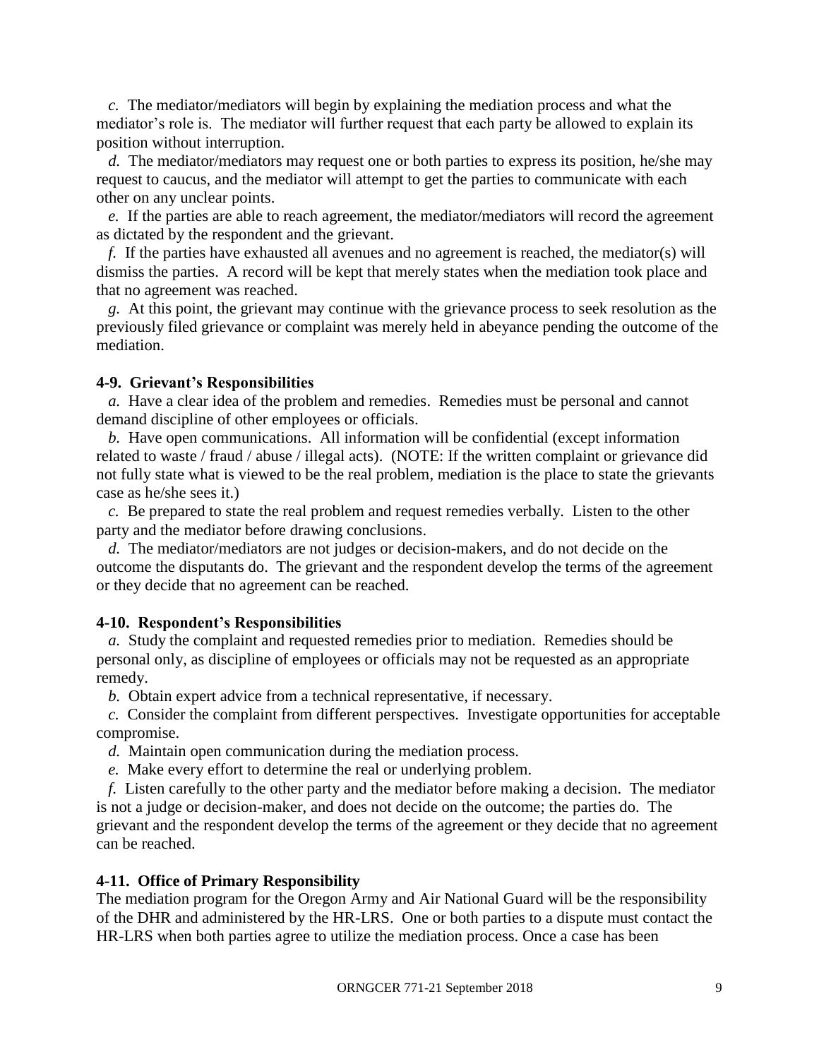*c.* The mediator/mediators will begin by explaining the mediation process and what the mediator's role is. The mediator will further request that each party be allowed to explain its position without interruption.

*d.* The mediator/mediators may request one or both parties to express its position, he/she may request to caucus, and the mediator will attempt to get the parties to communicate with each other on any unclear points.

*e.* If the parties are able to reach agreement, the mediator/mediators will record the agreement as dictated by the respondent and the grievant.

*f.* If the parties have exhausted all avenues and no agreement is reached, the mediator(s) will dismiss the parties. A record will be kept that merely states when the mediation took place and that no agreement was reached.

*g.* At this point, the grievant may continue with the grievance process to seek resolution as the previously filed grievance or complaint was merely held in abeyance pending the outcome of the mediation.

**4-9. Grievant's Responsibilities**

*a.* Have a clear idea of the problem and remedies. Remedies must be personal and cannot demand discipline of other employees or officials.

*b.* Have open communications. All information will be confidential (except information related to waste / fraud / abuse / illegal acts). (NOTE: If the written complaint or grievance did not fully state what is viewed to be the real problem, mediation is the place to state the grievants case as he/she sees it.)

*c.* Be prepared to state the real problem and request remedies verbally. Listen to the other party and the mediator before drawing conclusions.

*d.* The mediator/mediators are not judges or decision-makers, and do not decide on the outcome the disputants do. The grievant and the respondent develop the terms of the agreement or they decide that no agreement can be reached.

**4-10. Respondent's Responsibilities**

*a.* Study the complaint and requested remedies prior to mediation. Remedies should be personal only, as discipline of employees or officials may not be requested as an appropriate remedy.

*b.* Obtain expert advice from a technical representative, if necessary.

*c.* Consider the complaint from different perspectives. Investigate opportunities for acceptable compromise.

*d.* Maintain open communication during the mediation process.

*e.* Make every effort to determine the real or underlying problem.

*f.* Listen carefully to the other party and the mediator before making a decision. The mediator is not a judge or decision-maker, and does not decide on the outcome; the parties do. The grievant and the respondent develop the terms of the agreement or they decide that no agreement can be reached.

**4-11. Office of Primary Responsibility**

The mediation program for the Oregon Army and Air National Guard will be the responsibility of the DHR and administered by the HR-LRS. One or both parties to a dispute must contact the HR-LRS when both parties agree to utilize the mediation process. Once a case has been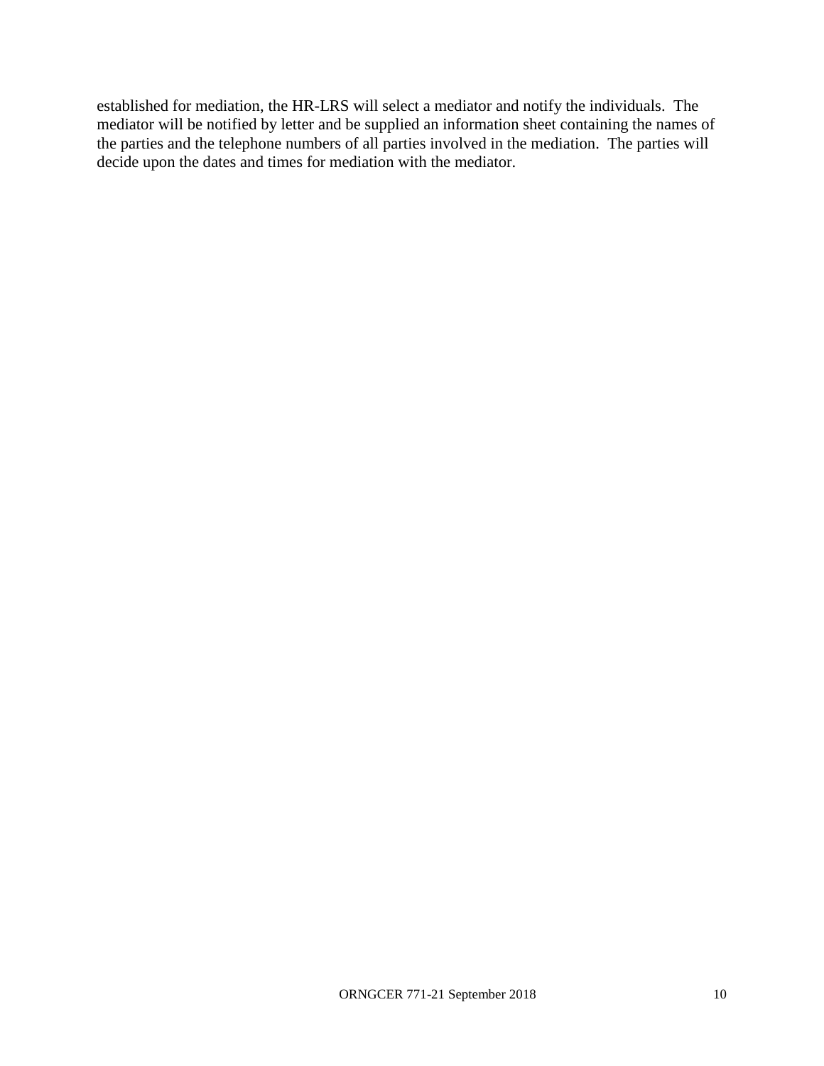established for mediation, the HR-LRS will select a mediator and notify the individuals. The mediator will be notified by letter and be supplied an information sheet containing the names of the parties and the telephone numbers of all parties involved in the mediation. The parties will decide upon the dates and times for mediation with the mediator.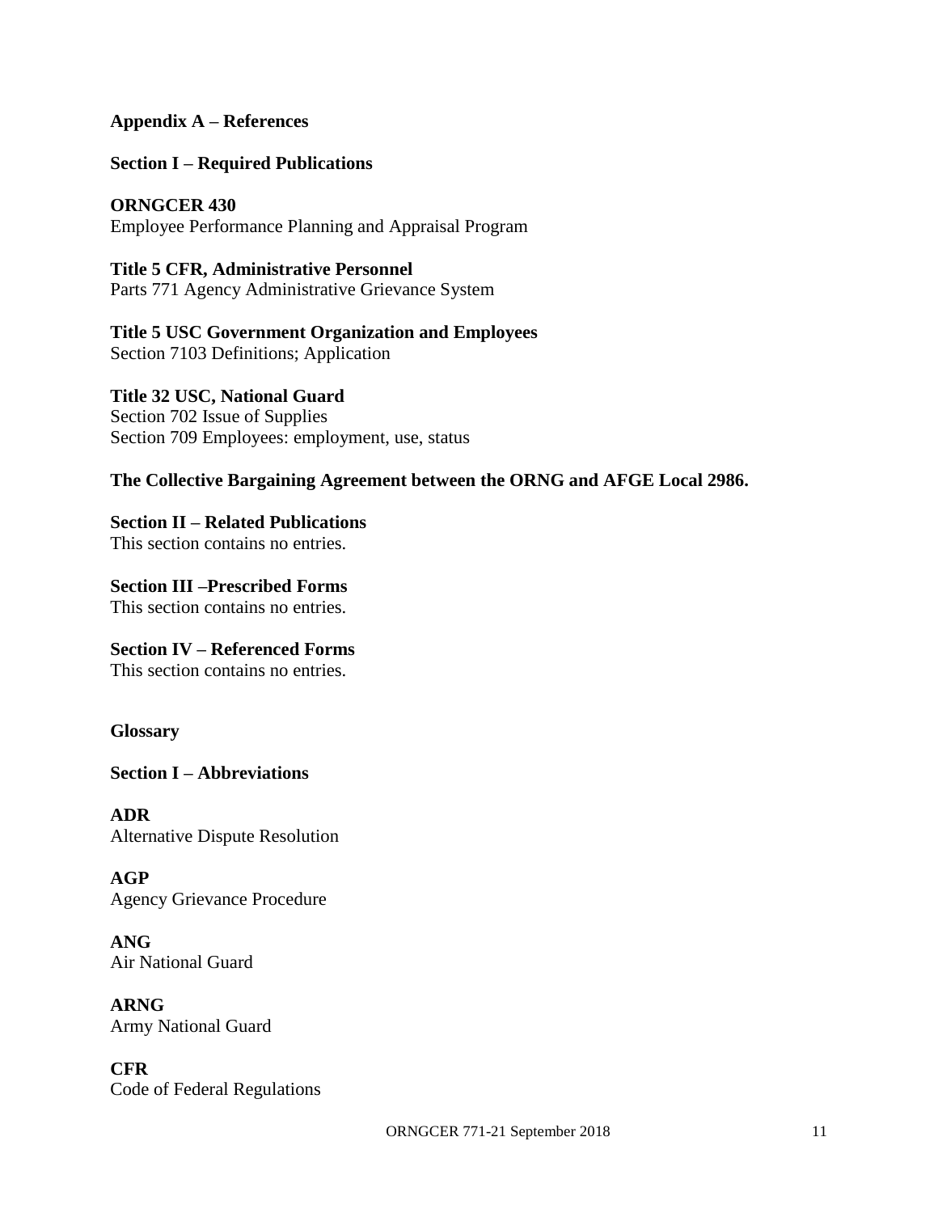## Appendix A – References

### Section I – Required Publications

**ORNGCER 430**
Employee Performance Planning and Appraisal Program

**Title 5 CFR, Administrative Personnel**
Parts 771 Agency Administrative Grievance System

**Title 5 USC Government Organization and Employees**
Section 7103 Definitions; Application

**Title 32 USC, National Guard**
Section 702 Issue of Supplies
Section 709 Employees: employment, use, status

**The Collective Bargaining Agreement between the ORNG and AFGE Local 2986.**

### Section II – Related Publications
This section contains no entries.

### Section III –Prescribed Forms
This section contains no entries.

### Section IV – Referenced Forms
This section contains no entries.

## Glossary

### Section I – Abbreviations

**ADR**
Alternative Dispute Resolution

**AGP**
Agency Grievance Procedure

**ANG**
Air National Guard

**ARNG**
Army National Guard

**CFR**
Code of Federal Regulations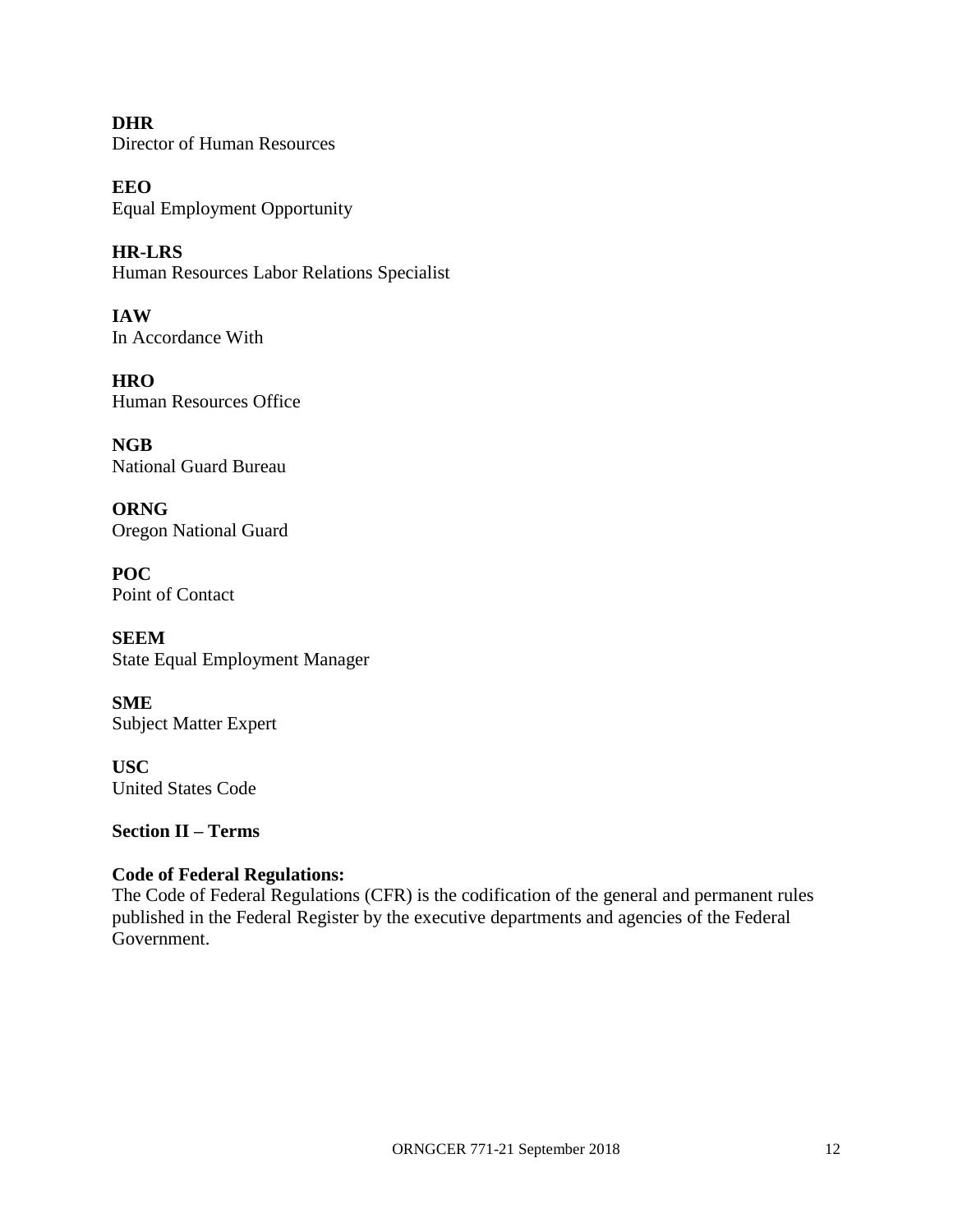**DHR**
Director of Human Resources

**EEO**
Equal Employment Opportunity

**HR-LRS**
Human Resources Labor Relations Specialist

**IAW**
In Accordance With

**HRO**
Human Resources Office

**NGB**
National Guard Bureau

**ORNG**
Oregon National Guard

**POC**
Point of Contact

**SEEM**
State Equal Employment Manager

**SME**
Subject Matter Expert

**USC**
United States Code

**Section II – Terms**

**Code of Federal Regulations:**
The Code of Federal Regulations (CFR) is the codification of the general and permanent rules published in the Federal Register by the executive departments and agencies of the Federal Government.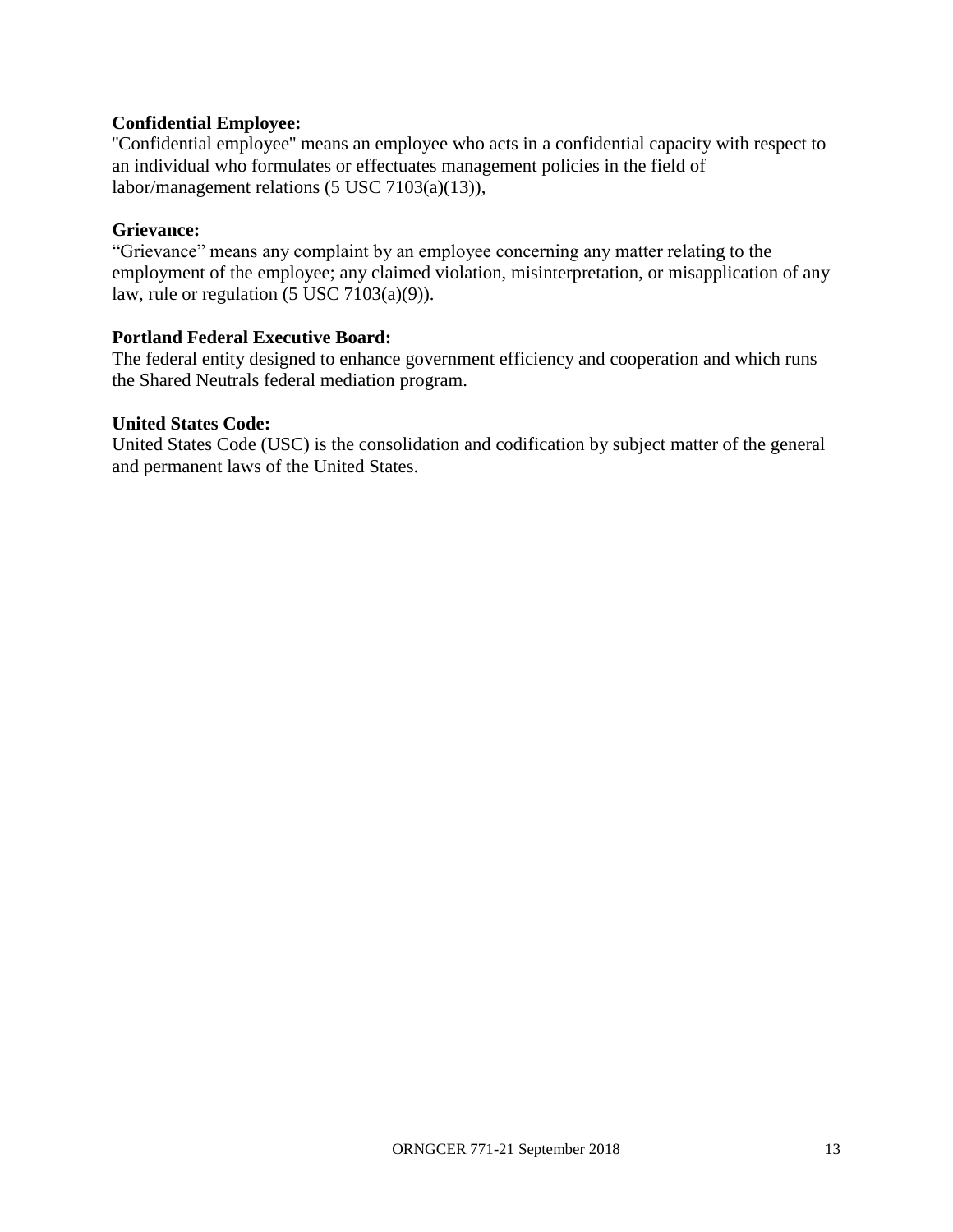**Confidential Employee:**
"Confidential employee" means an employee who acts in a confidential capacity with respect to an individual who formulates or effectuates management policies in the field of labor/management relations (5 USC 7103(a)(13)),

**Grievance:**
"Grievance" means any complaint by an employee concerning any matter relating to the employment of the employee; any claimed violation, misinterpretation, or misapplication of any law, rule or regulation (5 USC 7103(a)(9)).

**Portland Federal Executive Board:**
The federal entity designed to enhance government efficiency and cooperation and which runs the Shared Neutrals federal mediation program.

**United States Code:**
United States Code (USC) is the consolidation and codification by subject matter of the general and permanent laws of the United States.